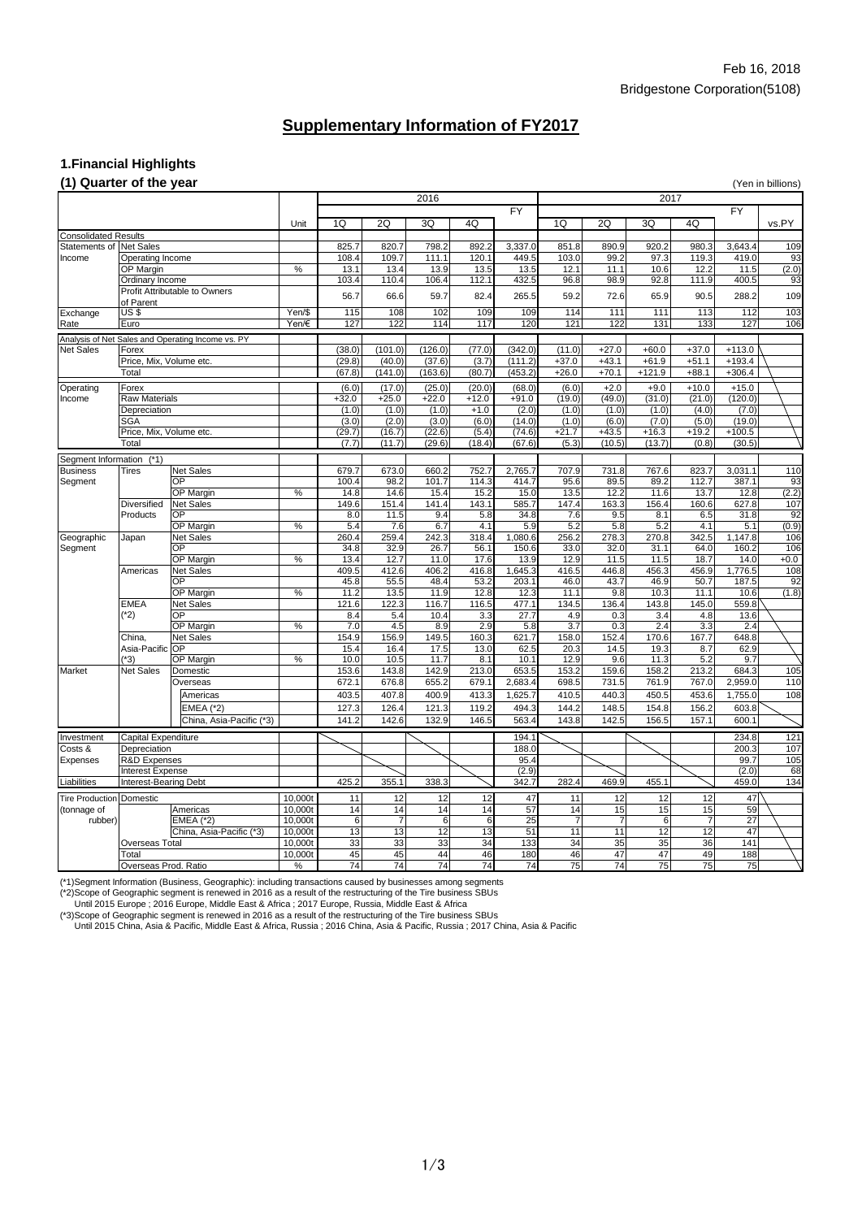Feb 16, 2018

Bridgestone Corporation(5108)

# Supplementary Information of FY2017

## 1.Financial Highlights

### (1) Quarter of the year

(Yen in billions)

| | | | Unit | 2016 1Q | 2016 2Q | 2016 3Q | 2016 4Q | 2016 FY | 2017 1Q | 2017 2Q | 2017 3Q | 2017 4Q | 2017 FY | vs.PY |
|---|---|---|---|---|---|---|---|---|---|---|---|---|---|---|
| Consolidated Results | | | | | | | | | | | | | | |
| Statements of Income | Net Sales | | | 825.7 | 820.7 | 798.2 | 892.2 | 3,337.0 | 851.8 | 890.9 | 920.2 | 980.3 | 3,643.4 | 109 |
| | Operating Income | | | 108.4 | 109.7 | 111.1 | 120.1 | 449.5 | 103.0 | 99.2 | 97.3 | 119.3 | 419.0 | 93 |
| | OP Margin | | % | 13.1 | 13.4 | 13.9 | 13.5 | 13.5 | 12.1 | 11.1 | 10.6 | 12.2 | 11.5 | (2.0) |
| | Ordinary Income | | | 103.4 | 110.4 | 106.4 | 112.1 | 432.5 | 96.8 | 98.9 | 92.8 | 111.9 | 400.5 | 93 |
| | Profit Attributable to Owners of Parent | | | 56.7 | 66.6 | 59.7 | 82.4 | 265.5 | 59.2 | 72.6 | 65.9 | 90.5 | 288.2 | 109 |
| Exchange Rate | US $ | | Yen/$ | 115 | 108 | 102 | 109 | 109 | 114 | 111 | 111 | 113 | 112 | 103 |
| | Euro | | Yen/€ | 127 | 122 | 114 | 117 | 120 | 121 | 122 | 131 | 133 | 127 | 106 |
| Analysis of Net Sales and Operating Income vs. PY | | | | | | | | | | | | | | |
| Net Sales | Forex | | | (38.0) | (101.0) | (126.0) | (77.0) | (342.0) | (11.0) | +27.0 | +60.0 | +37.0 | +113.0 | |
| | Price, Mix, Volume etc. | | | (29.8) | (40.0) | (37.6) | (3.7) | (111.2) | +37.0 | +43.1 | +61.9 | +51.1 | +193.4 | |
| | Total | | | (67.8) | (141.0) | (163.6) | (80.7) | (453.2) | +26.0 | +70.1 | +121.9 | +88.1 | +306.4 | |
| Operating Income | Forex | | | (6.0) | (17.0) | (25.0) | (20.0) | (68.0) | (6.0) | +2.0 | +9.0 | +10.0 | +15.0 | |
| | Raw Materials | | | +32.0 | +25.0 | +22.0 | +12.0 | +91.0 | (19.0) | (49.0) | (31.0) | (21.0) | (120.0) | |
| | Depreciation | | | (1.0) | (1.0) | (1.0) | +1.0 | (2.0) | (1.0) | (1.0) | (1.0) | (4.0) | (7.0) | |
| | SGA | | | (3.0) | (2.0) | (3.0) | (6.0) | (14.0) | (1.0) | (6.0) | (7.0) | (5.0) | (19.0) | |
| | Price, Mix, Volume etc. | | | (29.7) | (16.7) | (22.6) | (5.4) | (74.6) | +21.7 | +43.5 | +16.3 | +19.2 | +100.5 | |
| | Total | | | (7.7) | (11.7) | (29.6) | (18.4) | (67.6) | (5.3) | (10.5) | (13.7) | (0.8) | (30.5) | |
| Segment Information (*1) | | | | | | | | | | | | | | |
| Business Segment | Tires | Net Sales | | 679.7 | 673.0 | 660.2 | 752.7 | 2,765.7 | 707.9 | 731.8 | 767.6 | 823.7 | 3,031.1 | 110 |
| | | OP | | 100.4 | 98.2 | 101.7 | 114.3 | 414.7 | 95.6 | 89.5 | 89.2 | 112.7 | 387.1 | 93 |
| | | OP Margin | % | 14.8 | 14.6 | 15.4 | 15.2 | 15.0 | 13.5 | 12.2 | 11.6 | 13.7 | 12.8 | (2.2) |
| | Diversified Products | Net Sales | | 149.6 | 151.4 | 141.4 | 143.1 | 585.7 | 147.4 | 163.3 | 156.4 | 160.6 | 627.8 | 107 |
| | | OP | | 8.0 | 11.5 | 9.4 | 5.8 | 34.8 | 7.6 | 9.5 | 8.1 | 6.5 | 31.8 | 92 |
| | | OP Margin | % | 5.4 | 7.6 | 6.7 | 4.1 | 5.9 | 5.2 | 5.8 | 5.2 | 4.1 | 5.1 | (0.9) |
| Geographic Segment | Japan | Net Sales | | 260.4 | 259.4 | 242.3 | 318.4 | 1,080.6 | 256.2 | 278.3 | 270.8 | 342.5 | 1,147.8 | 106 |
| | | OP | | 34.8 | 32.9 | 26.7 | 56.1 | 150.6 | 33.0 | 32.0 | 31.1 | 64.0 | 160.2 | 106 |
| | | OP Margin | % | 13.4 | 12.7 | 11.0 | 17.6 | 13.9 | 12.9 | 11.5 | 11.5 | 18.7 | 14.0 | +0.0 |
| | Americas | Net Sales | | 409.5 | 412.6 | 406.2 | 416.8 | 1,645.3 | 416.5 | 446.8 | 456.3 | 456.9 | 1,776.5 | 108 |
| | | OP | | 45.8 | 55.5 | 48.4 | 53.2 | 203.1 | 46.0 | 43.7 | 46.9 | 50.7 | 187.5 | 92 |
| | | OP Margin | % | 11.2 | 13.5 | 11.9 | 12.8 | 12.3 | 11.1 | 9.8 | 10.3 | 11.1 | 10.6 | (1.8) |
| | EMEA (*2) | Net Sales | | 121.6 | 122.3 | 116.7 | 116.5 | 477.1 | 134.5 | 136.4 | 143.8 | 145.0 | 559.8 | |
| | | OP | | 8.4 | 5.4 | 10.4 | 3.3 | 27.7 | 4.9 | 0.3 | 3.4 | 4.8 | 13.6 | |
| | | OP Margin | % | 7.0 | 4.5 | 8.9 | 2.9 | 5.8 | 3.7 | 0.3 | 2.4 | 3.3 | 2.4 | |
| | China, Asia-Pacific (*3) | Net Sales | | 154.9 | 156.9 | 149.5 | 160.3 | 621.7 | 158.0 | 152.4 | 170.6 | 167.7 | 648.8 | |
| | | OP | | 15.4 | 16.4 | 17.5 | 13.0 | 62.5 | 20.3 | 14.5 | 19.3 | 8.7 | 62.9 | |
| | | OP Margin | % | 10.0 | 10.5 | 11.7 | 8.1 | 10.1 | 12.9 | 9.6 | 11.3 | 5.2 | 9.7 | |
| Market | Net Sales | Domestic | | 153.6 | 143.8 | 142.9 | 213.0 | 653.5 | 153.2 | 159.6 | 158.2 | 213.2 | 684.3 | 105 |
| | | Overseas | | 672.1 | 676.8 | 655.2 | 679.1 | 2,683.4 | 698.5 | 731.5 | 761.9 | 767.0 | 2,959.0 | 110 |
| | | Americas | | 403.5 | 407.8 | 400.9 | 413.3 | 1,625.7 | 410.5 | 440.3 | 450.5 | 453.6 | 1,755.0 | 108 |
| | | EMEA (*2) | | 127.3 | 126.4 | 121.3 | 119.2 | 494.3 | 144.2 | 148.5 | 154.8 | 156.2 | 603.8 | |
| | | China, Asia-Pacific (*3) | | 141.2 | 142.6 | 132.9 | 146.5 | 563.4 | 143.8 | 142.5 | 156.5 | 157.1 | 600.1 | |
| Investment | Capital Expenditure | | | | | | | 194.1 | | | | | 234.8 | 121 |
| Costs & Expenses | Depreciation | | | | | | | 188.0 | | | | | 200.3 | 107 |
| | R&D Expenses | | | | | | | 95.4 | | | | | 99.7 | 105 |
| | Interest Expense | | | | | | | (2.9) | | | | | (2.0) | 68 |
| Liabilities | Interest-Bearing Debt | | | 425.2 | 355.1 | 338.3 | | 342.7 | 282.4 | 469.9 | 455.1 | | 459.0 | 134 |
| Tire Production (tonnage of rubber) | Domestic | | 10,000t | 11 | 12 | 12 | 12 | 47 | 11 | 12 | 12 | 12 | 47 | |
| | | Americas | 10,000t | 14 | 14 | 14 | 14 | 57 | 14 | 15 | 15 | 15 | 59 | |
| | | EMEA (*2) | 10,000t | 6 | 7 | 6 | 6 | 25 | 7 | 7 | 6 | 7 | 27 | |
| | | China, Asia-Pacific (*3) | 10,000t | 13 | 13 | 12 | 13 | 51 | 11 | 11 | 12 | 12 | 47 | |
| | Overseas Total | | 10,000t | 33 | 33 | 33 | 34 | 133 | 34 | 35 | 35 | 36 | 141 | |
| | Total | | 10,000t | 45 | 45 | 44 | 46 | 180 | 46 | 47 | 47 | 49 | 188 | |
| | Overseas Prod. Ratio | | % | 74 | 74 | 74 | 74 | 74 | 75 | 74 | 75 | 75 | 75 | |

(*1)Segment Information (Business, Geographic): including transactions caused by businesses among segments

(*2)Scope of Geographic segment is renewed in 2016 as a result of the restructuring of the Tire business SBUs
Until 2015 Europe ; 2016 Europe, Middle East & Africa ; 2017 Europe, Russia, Middle East & Africa

(*3)Scope of Geographic segment is renewed in 2016 as a result of the restructuring of the Tire business SBUs
Until 2015 China, Asia & Pacific, Middle East & Africa, Russia ; 2016 China, Asia & Pacific, Russia ; 2017 China, Asia & Pacific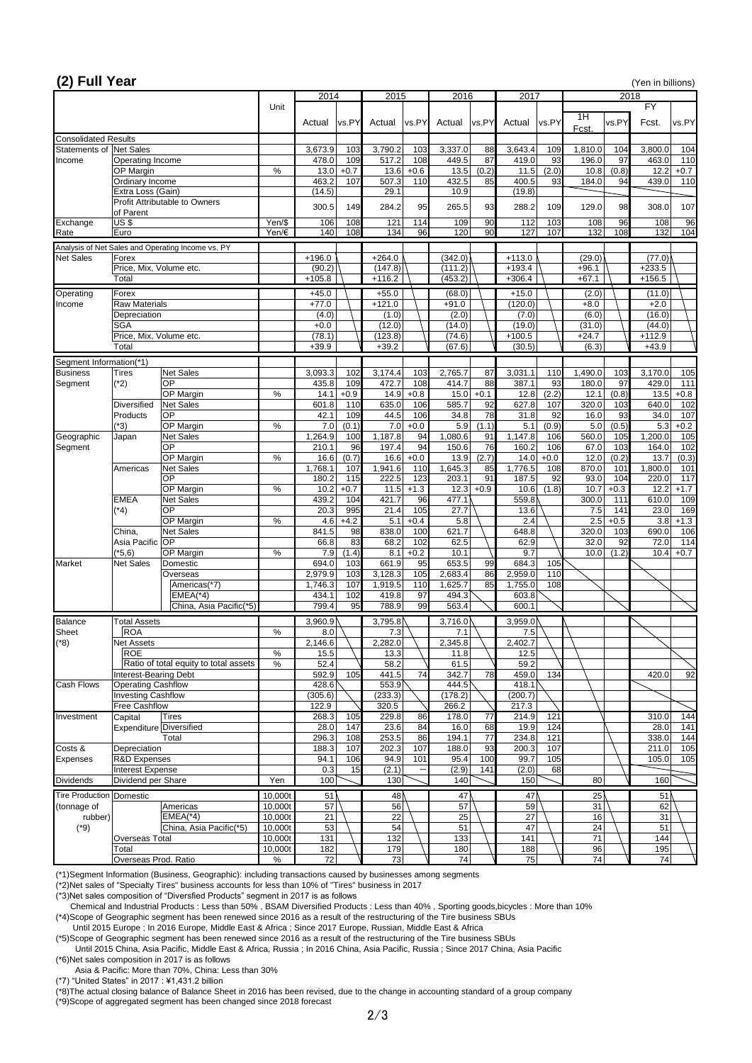## (2) Full Year

(Yen in billions)

| | | | Unit | 2014 Actual | 2014 vs.PY | 2015 Actual | 2015 vs.PY | 2016 Actual | 2016 vs.PY | 2017 Actual | 2017 vs.PY | 2018 1H Fcst. | 2018 1H vs.PY | 2018 FY Fcst. | 2018 FY vs.PY |
|---|---|---|---|---|---|---|---|---|---|---|---|---|---|---|---|
| Consolidated Results | | | | | | | | | | | | | | | |
| Statements of Income | Net Sales | | | 3,673.9 | 103 | 3,790.2 | 103 | 3,337.0 | 88 | 3,643.4 | 109 | 1,810.0 | 104 | 3,800.0 | 104 |
| | Operating Income | | | 478.0 | 109 | 517.2 | 108 | 449.5 | 87 | 419.0 | 93 | 196.0 | 97 | 463.0 | 110 |
| | OP Margin | | % | 13.0 | +0.7 | 13.6 | +0.6 | 13.5 | (0.2) | 11.5 | (2.0) | 10.8 | (0.8) | 12.2 | +0.7 |
| | Ordinary Income | | | 463.2 | 107 | 507.3 | 110 | 432.5 | 85 | 400.5 | 93 | 184.0 | 94 | 439.0 | 110 |
| | Extra Loss (Gain) | | | (14.5) | | 29.1 | | 10.9 | | (19.8) | | | | | |
| | Profit Attributable to Owners of Parent | | | 300.5 | 149 | 284.2 | 95 | 265.5 | 93 | 288.2 | 109 | 129.0 | 98 | 308.0 | 107 |
| Exchange Rate | US $ | | Yen/$ | 106 | 108 | 121 | 114 | 109 | 90 | 112 | 103 | 108 | 96 | 108 | 96 |
| | Euro | | Yen/€ | 140 | 108 | 134 | 96 | 120 | 90 | 127 | 107 | 132 | 108 | 132 | 104 |
| Analysis of Net Sales and Operating Income vs. PY | | | | | | | | | | | | | | | |
| Net Sales | Forex | | | +196.0 | | +264.0 | | (342.0) | | +113.0 | | (29.0) | | (77.0) | |
| | Price, Mix, Volume etc. | | | (90.2) | | (147.8) | | (111.2) | | +193.4 | | +96.1 | | +233.5 | |
| | Total | | | +105.8 | | +116.2 | | (453.2) | | +306.4 | | +67.1 | | +156.5 | |
| Operating Income | Forex | | | +45.0 | | +55.0 | | (68.0) | | +15.0 | | (2.0) | | (11.0) | |
| | Raw Materials | | | +77.0 | | +121.0 | | +91.0 | | (120.0) | | +8.0 | | +2.0 | |
| | Depreciation | | | (4.0) | | (1.0) | | (2.0) | | (7.0) | | (6.0) | | (16.0) | |
| | SGA | | | +0.0 | | (12.0) | | (14.0) | | (19.0) | | (31.0) | | (44.0) | |
| | Price, Mix, Volume etc. | | | (78.1) | | (123.8) | | (74.6) | | +100.5 | | +24.7 | | +112.9 | |
| | Total | | | +39.9 | | +39.2 | | (67.6) | | (30.5) | | (6.3) | | +43.9 | |
| Segment Information(*1) | | | | | | | | | | | | | | | |
| Business Segment | Tires (*2) | Net Sales | | 3,093.3 | 102 | 3,174.4 | 103 | 2,765.7 | 87 | 3,031.1 | 110 | 1,490.0 | 103 | 3,170.0 | 105 |
| | | OP | | 435.8 | 109 | 472.7 | 108 | 414.7 | 88 | 387.1 | 93 | 180.0 | 97 | 429.0 | 111 |
| | | OP Margin | % | 14.1 | +0.9 | 14.9 | +0.8 | 15.0 | +0.1 | 12.8 | (2.2) | 12.1 | (0.8) | 13.5 | +0.8 |
| | Diversified Products (*3) | Net Sales | | 601.8 | 110 | 635.0 | 106 | 585.7 | 92 | 627.8 | 107 | 320.0 | 103 | 640.0 | 102 |
| | | OP | | 42.1 | 109 | 44.5 | 106 | 34.8 | 78 | 31.8 | 92 | 16.0 | 93 | 34.0 | 107 |
| | | OP Margin | % | 7.0 | (0.1) | 7.0 | +0.0 | 5.9 | (1.1) | 5.1 | (0.9) | 5.0 | (0.5) | 5.3 | +0.2 |
| Geographic Segment | Japan | Net Sales | | 1,264.9 | 100 | 1,187.8 | 94 | 1,080.6 | 91 | 1,147.8 | 106 | 560.0 | 105 | 1,200.0 | 105 |
| | | OP | | 210.1 | 96 | 197.4 | 94 | 150.6 | 76 | 160.2 | 106 | 67.0 | 103 | 164.0 | 102 |
| | | OP Margin | % | 16.6 | (0.7) | 16.6 | +0.0 | 13.9 | (2.7) | 14.0 | +0.0 | 12.0 | (0.2) | 13.7 | (0.3) |
| | Americas | Net Sales | | 1,768.1 | 107 | 1,941.6 | 110 | 1,645.3 | 85 | 1,776.5 | 108 | 870.0 | 101 | 1,800.0 | 101 |
| | | OP | | 180.2 | 115 | 222.5 | 123 | 203.1 | 91 | 187.5 | 92 | 93.0 | 104 | 220.0 | 117 |
| | | OP Margin | % | 10.2 | +0.7 | 11.5 | +1.3 | 12.3 | +0.9 | 10.6 | (1.8) | 10.7 | +0.3 | 12.2 | +1.7 |
| | EMEA (*4) | Net Sales | | 439.2 | 104 | 421.7 | 96 | 477.1 | | 559.8 | | 300.0 | 111 | 610.0 | 109 |
| | | OP | | 20.3 | 995 | 21.4 | 105 | 27.7 | | 13.6 | | 7.5 | 141 | 23.0 | 169 |
| | | OP Margin | % | 4.6 | +4.2 | 5.1 | +0.4 | 5.8 | | 2.4 | | 2.5 | +0.5 | 3.8 | +1.3 |
| | China, Asia Pacific (*5,6) | Net Sales | | 841.5 | 98 | 838.0 | 100 | 621.7 | | 648.8 | | 320.0 | 103 | 690.0 | 106 |
| | | OP | | 66.8 | 83 | 68.2 | 102 | 62.5 | | 62.9 | | 32.0 | 92 | 72.0 | 114 |
| | | OP Margin | % | 7.9 | (1.4) | 8.1 | +0.2 | 10.1 | | 9.7 | | 10.0 | (1.2) | 10.4 | +0.7 |
| Market | Net Sales | Domestic | | 694.0 | 103 | 661.9 | 95 | 653.5 | 99 | 684.3 | 105 | | | | |
| | | Overseas | | 2,979.9 | 103 | 3,128.3 | 105 | 2,683.4 | 86 | 2,959.0 | 110 | | | | |
| | | Americas(*7) | | 1,746.3 | 107 | 1,919.5 | 110 | 1,625.7 | 85 | 1,755.0 | 108 | | | | |
| | | EMEA(*4) | | 434.1 | 102 | 419.8 | 97 | 494.3 | | 603.8 | | | | | |
| | | China, Asia Pacific(*5) | | 799.4 | 95 | 788.9 | 99 | 563.4 | | 600.1 | | | | | |
| Balance Sheet (*8) | Total Assets | | | 3,960.9 | | 3,795.8 | | 3,716.0 | | 3,959.0 | | | | | |
| | ROA | | % | 8.0 | | 7.3 | | 7.1 | | 7.5 | | | | | |
| | Net Assets | | | 2,146.6 | | 2,282.0 | | 2,345.8 | | 2,402.7 | | | | | |
| | ROE | | % | 15.5 | | 13.3 | | 11.8 | | 12.5 | | | | | |
| | Ratio of total equity to total assets | | % | 52.4 | | 58.2 | | 61.5 | | 59.2 | | | | | |
| | Interest-Bearing Debt | | | 592.9 | 105 | 441.5 | 74 | 342.7 | 78 | 459.0 | 134 | | | 420.0 | 92 |
| Cash Flows | Operating Cashflow | | | 428.6 | | 553.9 | | 444.5 | | 418.1 | | | | | |
| | Investing Cashflow | | | (305.6) | | (233.3) | | (178.2) | | (200.7) | | | | | |
| | Free Cashflow | | | 122.9 | | 320.5 | | 266.2 | | 217.3 | | | | | |
| Investment | Capital Expenditure | Tires | | 268.3 | 105 | 229.8 | 86 | 178.0 | 77 | 214.9 | 121 | | | 310.0 | 144 |
| | | Diversified | | 28.0 | 147 | 23.6 | 84 | 16.0 | 68 | 19.9 | 124 | | | 28.0 | 141 |
| | | Total | | 296.3 | 108 | 253.5 | 86 | 194.1 | 77 | 234.8 | 121 | | | 338.0 | 144 |
| Costs & Expenses | Depreciation | | | 188.3 | 107 | 202.3 | 107 | 188.0 | 93 | 200.3 | 107 | | | 211.0 | 105 |
| | R&D Expenses | | | 94.1 | 106 | 94.9 | 101 | 95.4 | 100 | 99.7 | 105 | | | 105.0 | 105 |
| | Interest Expense | | | 0.3 | 15 | (2.1) | — | (2.9) | 141 | (2.0) | 68 | | | | |
| Dividends | Dividend per Share | | Yen | 100 | | 130 | | 140 | | 150 | | 80 | | 160 | |
| Tire Production (tonnage of rubber) (*9) | Domestic | | 10,000t | 51 | | 48 | | 47 | | 47 | | 25 | | 51 | |
| | | Americas | 10,000t | 57 | | 56 | | 57 | | 59 | | 31 | | 62 | |
| | | EMEA(*4) | 10,000t | 21 | | 22 | | 25 | | 27 | | 16 | | 31 | |
| | | China, Asia Pacific(*5) | 10,000t | 53 | | 54 | | 51 | | 47 | | 24 | | 51 | |
| | Overseas Total | | 10,000t | 131 | | 132 | | 133 | | 141 | | 71 | | 144 | |
| | Total | | 10,000t | 182 | | 179 | | 180 | | 188 | | 96 | | 195 | |
| | Overseas Prod. Ratio | | % | 72 | | 73 | | 74 | | 75 | | 74 | | 74 | |

(*1)Segment Information (Business, Geographic): including transactions caused by businesses among segments

(*2)Net sales of "Specialty Tires" business accounts for less than 10% of "Tires" business in 2017

(*3)Net sales composition of "Diversfied Products" segment in 2017 is as follows

Chemical and Industrial Products : Less than 50% , BSAM Diversified Products : Less than 40% , Sporting goods,bicycles : More than 10%

(*4)Scope of Geographic segment has been renewed since 2016 as a result of the restructuring of the Tire business SBUs

Until 2015 Europe ; In 2016 Europe, Middle East & Africa ; Since 2017 Europe, Russian, Middle East & Africa

(*5)Scope of Geographic segment has been renewed since 2016 as a result of the restructuring of the Tire business SBUs

Until 2015 China, Asia Pacific, Middle East & Africa, Russia ; In 2016 China, Asia Pacific, Russia ; Since 2017 China, Asia Pacific

(*6)Net sales composition in 2017 is as follows

Asia & Pacific: More than 70%, China: Less than 30%

(*7) "United States" in 2017 : ¥1,431.2 billion

(*8)The actual closing balance of Balance Sheet in 2016 has been revised, due to the change in accounting standard of a group company

(*9)Scope of aggregated segment has been changed since 2018 forecast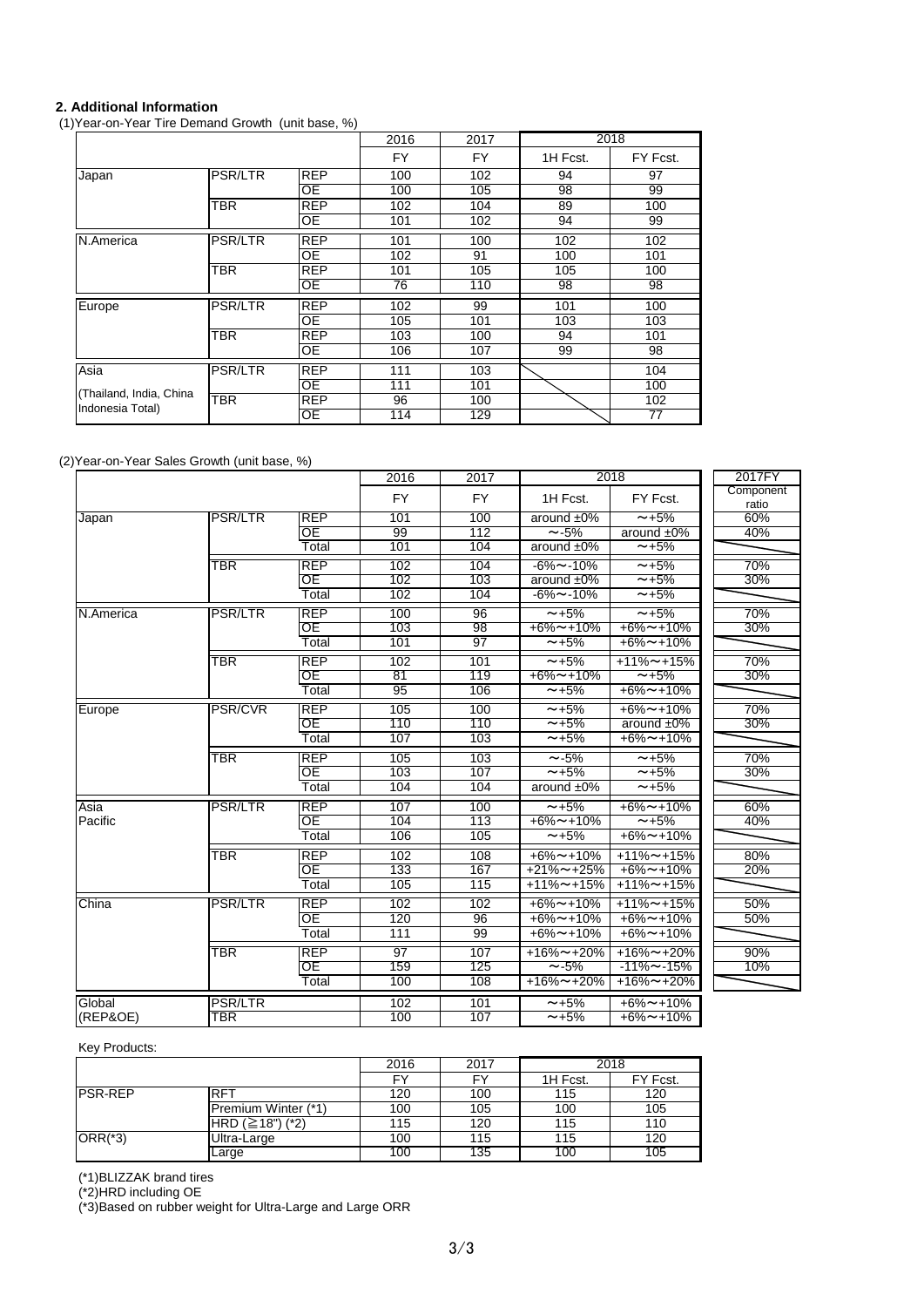## 2. Additional Information

(1)Year-on-Year Tire Demand Growth (unit base, %)

| | | | 2016 | 2017 | 2018 | |
|---|---|---|---|---|---|---|
| | | | FY | FY | 1H Fcst. | FY Fcst. |
| Japan | PSR/LTR | REP | 100 | 102 | 94 | 97 |
| | | OE | 100 | 105 | 98 | 99 |
| | TBR | REP | 102 | 104 | 89 | 100 |
| | | OE | 101 | 102 | 94 | 99 |
| N.America | PSR/LTR | REP | 101 | 100 | 102 | 102 |
| | | OE | 102 | 91 | 100 | 101 |
| | TBR | REP | 101 | 105 | 105 | 100 |
| | | OE | 76 | 110 | 98 | 98 |
| Europe | PSR/LTR | REP | 102 | 99 | 101 | 100 |
| | | OE | 105 | 101 | 103 | 103 |
| | TBR | REP | 103 | 100 | 94 | 101 |
| | | OE | 106 | 107 | 99 | 98 |
| Asia | PSR/LTR | REP | 111 | 103 | | 104 |
| (Thailand, India, China Indonesia Total) | | OE | 111 | 101 | | 100 |
| | TBR | REP | 96 | 100 | | 102 |
| | | OE | 114 | 129 | | 77 |

(2)Year-on-Year Sales Growth (unit base, %)

| | | | 2016 | 2017 | 2018 | | 2017FY |
|---|---|---|---|---|---|---|---|
| | | | FY | FY | 1H Fcst. | FY Fcst. | Component ratio |
| Japan | PSR/LTR | REP | 101 | 100 | around ±0% | ～+5% | 60% |
| | | OE | 99 | 112 | ～-5% | around ±0% | 40% |
| | | Total | 101 | 104 | around ±0% | ～+5% | |
| | TBR | REP | 102 | 104 | -6%～-10% | ～+5% | 70% |
| | | OE | 102 | 103 | around ±0% | ～+5% | 30% |
| | | Total | 102 | 104 | -6%～-10% | ～+5% | |
| N.America | PSR/LTR | REP | 100 | 96 | ～+5% | ～+5% | 70% |
| | | OE | 103 | 98 | +6%～+10% | +6%～+10% | 30% |
| | | Total | 101 | 97 | ～+5% | +6%～+10% | |
| | TBR | REP | 102 | 101 | ～+5% | +11%～+15% | 70% |
| | | OE | 81 | 119 | +6%～+10% | ～+5% | 30% |
| | | Total | 95 | 106 | ～+5% | +6%～+10% | |
| Europe | PSR/CVR | REP | 105 | 100 | ～+5% | +6%～+10% | 70% |
| | | OE | 110 | 110 | ～+5% | around ±0% | 30% |
| | | Total | 107 | 103 | ～+5% | +6%～+10% | |
| | TBR | REP | 105 | 103 | ～-5% | ～+5% | 70% |
| | | OE | 103 | 107 | ～+5% | ～+5% | 30% |
| | | Total | 104 | 104 | around ±0% | ～+5% | |
| Asia Pacific | PSR/LTR | REP | 107 | 100 | ～+5% | +6%～+10% | 60% |
| | | OE | 104 | 113 | +6%～+10% | ～+5% | 40% |
| | | Total | 106 | 105 | ～+5% | +6%～+10% | |
| | TBR | REP | 102 | 108 | +6%～+10% | +11%～+15% | 80% |
| | | OE | 133 | 167 | +21%～+25% | +6%～+10% | 20% |
| | | Total | 105 | 115 | +11%～+15% | +11%～+15% | |
| China | PSR/LTR | REP | 102 | 102 | +6%～+10% | +11%～+15% | 50% |
| | | OE | 120 | 96 | +6%～+10% | +6%～+10% | 50% |
| | | Total | 111 | 99 | +6%～+10% | +6%～+10% | |
| | TBR | REP | 97 | 107 | +16%～+20% | +16%～+20% | 90% |
| | | OE | 159 | 125 | ～-5% | -11%～-15% | 10% |
| | | Total | 100 | 108 | +16%～+20% | +16%～+20% | |
| Global (REP&OE) | PSR/LTR | | 102 | 101 | ～+5% | +6%～+10% | |
| | TBR | | 100 | 107 | ～+5% | +6%～+10% | |

Key Products:

| | | 2016 | 2017 | 2018 | |
|---|---|---|---|---|---|
| | | FY | FY | 1H Fcst. | FY Fcst. |
| PSR-REP | RFT | 120 | 100 | 115 | 120 |
| | Premium Winter (*1) | 100 | 105 | 100 | 105 |
| | HRD (≧18") (*2) | 115 | 120 | 115 | 110 |
| ORR(*3) | Ultra-Large | 100 | 115 | 115 | 120 |
| | Large | 100 | 135 | 100 | 105 |

(*1)BLIZZAK brand tires

(*2)HRD including OE

(*3)Based on rubber weight for Ultra-Large and Large ORR